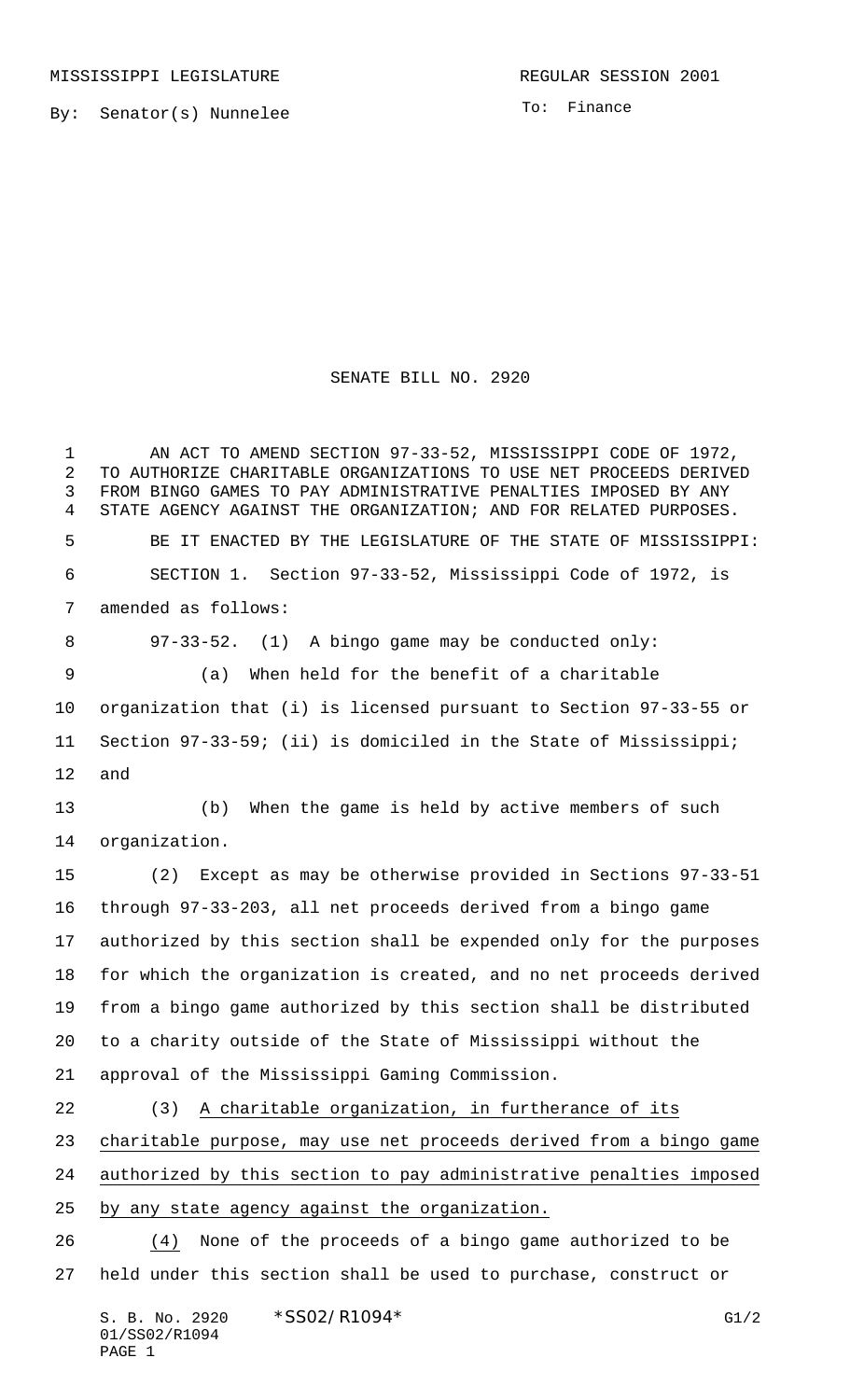MISSISSIPPI LEGISLATURE

REGULAR SESSION 2001

By: Senator(s) Nunnelee

To: Finance

# SENATE BILL NO. 2920

AN ACT TO AMEND SECTION 97-33-52, MISSISSIPPI CODE OF 1972, TO AUTHORIZE CHARITABLE ORGANIZATIONS TO USE NET PROCEEDS DERIVED FROM BINGO GAMES TO PAY ADMINISTRATIVE PENALTIES IMPOSED BY ANY STATE AGENCY AGAINST THE ORGANIZATION; AND FOR RELATED PURPOSES.

BE IT ENACTED BY THE LEGISLATURE OF THE STATE OF MISSISSIPPI:

SECTION 1. Section 97-33-52, Mississippi Code of 1972, is amended as follows:

97-33-52. (1) A bingo game may be conducted only:

(a) When held for the benefit of a charitable organization that (i) is licensed pursuant to Section 97-33-55 or Section 97-33-59; (ii) is domiciled in the State of Mississippi; and

(b) When the game is held by active members of such organization.

(2) Except as may be otherwise provided in Sections 97-33-51 through 97-33-203, all net proceeds derived from a bingo game authorized by this section shall be expended only for the purposes for which the organization is created, and no net proceeds derived from a bingo game authorized by this section shall be distributed to a charity outside of the State of Mississippi without the approval of the Mississippi Gaming Commission.

(3) A charitable organization, in furtherance of its charitable purpose, may use net proceeds derived from a bingo game authorized by this section to pay administrative penalties imposed by any state agency against the organization.

(4) None of the proceeds of a bingo game authorized to be held under this section shall be used to purchase, construct or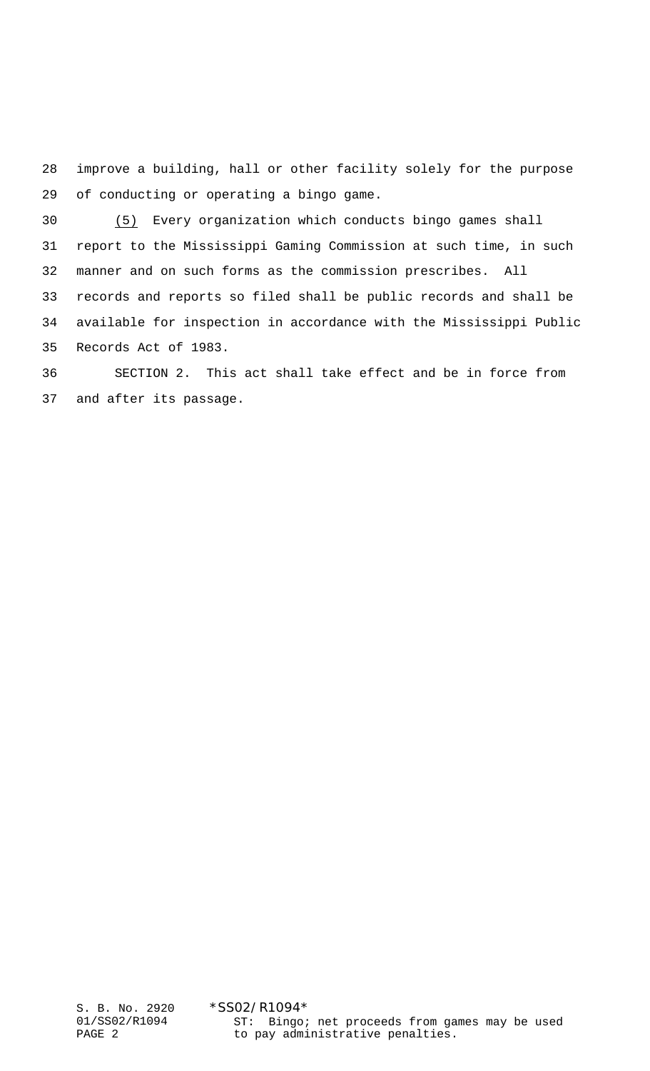improve a building, hall or other facility solely for the purpose of conducting or operating a bingo game.

(5) Every organization which conducts bingo games shall report to the Mississippi Gaming Commission at such time, in such manner and on such forms as the commission prescribes. All records and reports so filed shall be public records and shall be available for inspection in accordance with the Mississippi Public Records Act of 1983.

SECTION 2. This act shall take effect and be in force from and after its passage.